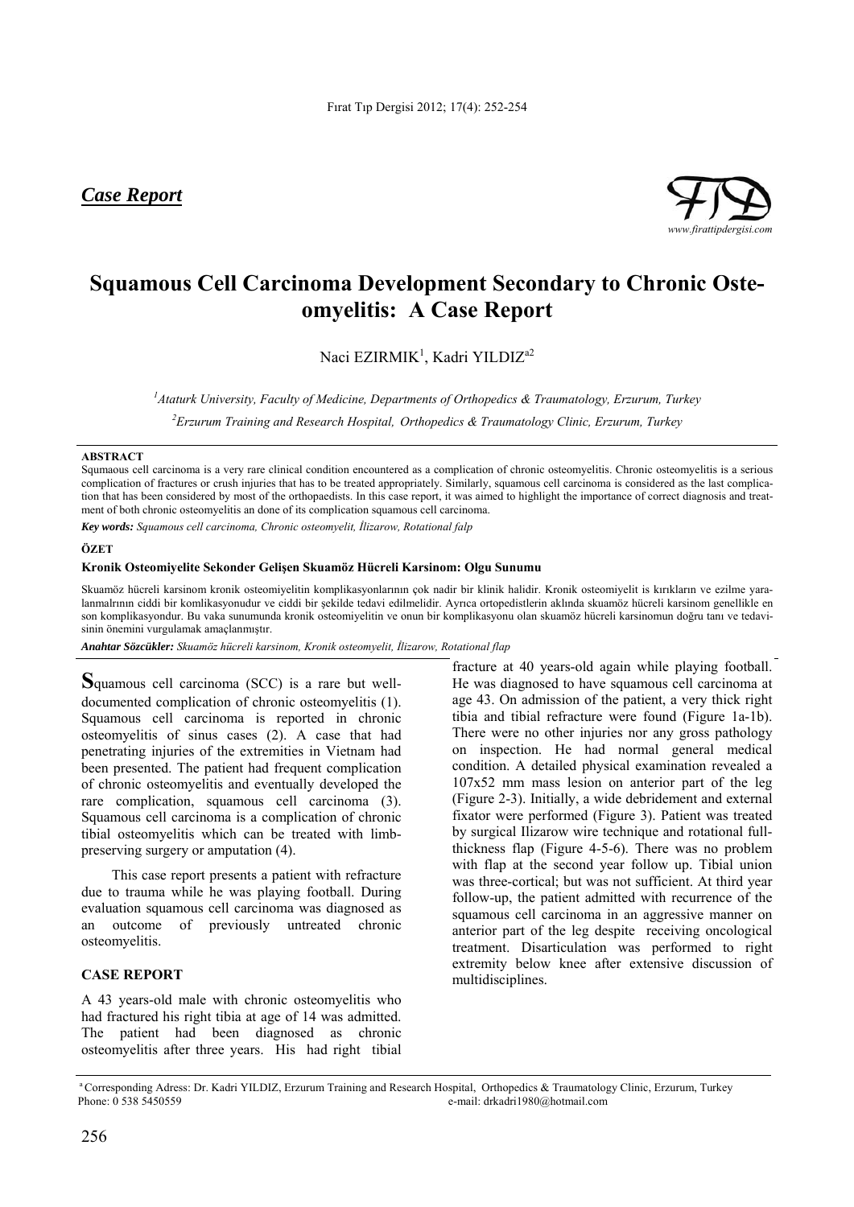*Case Report*

# Squamous Cell Carcinoma Development Secondary to Chronic Osteomyelitis: A Case Report

Naci EZIRMIK[1], Kadri YILDIZ[a2]

[1]*Ataturk University, Faculty of Medicine, Departments of Orthopedics & Traumatology, Erzurum, Turkey*

[2]*Erzurum Training and Research Hospital, Orthopedics & Traumatology Clinic, Erzurum, Turkey*

**ABSTRACT**

Squmaous cell carcinoma is a very rare clinical condition encountered as a complication of chronic osteomyelitis. Chronic osteomyelitis is a serious complication of fractures or crush injuries that has to be treated appropriately. Similarly, squamous cell carcinoma is considered as the last complication that has been considered by most of the orthopaedists. In this case report, it was aimed to highlight the importance of correct diagnosis and treatment of both chronic osteomyelitis an done of its complication squamous cell carcinoma.

***Key words:*** *Squamous cell carcinoma, Chronic osteomyelit, İlizarow, Rotational falp*

**ÖZET**

**Kronik Osteomiyelite Sekonder Gelişen Skuamöz Hücreli Karsinom: Olgu Sunumu**

Skuamöz hücreli karsinom kronik osteomiyelitin komplikasyonlarının çok nadir bir klinik halidir. Kronik osteomiyelit is kırıkların ve ezilme yaralanmalrının ciddi bir komlikasyonudur ve ciddi bir şekilde tedavi edilmelidir. Ayrıca ortopedistlerin aklında skuamöz hücreli karsinom genellikle en son komplikasyondur. Bu vaka sunumunda kronik osteomiyelitin ve onun bir komplikasyonu olan skuamöz hücreli karsinomun doğru tanı ve tedavisinin önemini vurgulamak amaçlanmıştır.

***Anahtar Sözcükler:*** *Skuamöz hücreli karsinom, Kronik osteomyelit, İlizarow, Rotational flap*

**S**quamous cell carcinoma (SCC) is a rare but well-documented complication of chronic osteomyelitis (1). Squamous cell carcinoma is reported in chronic osteomyelitis of sinus cases (2). A case that had penetrating injuries of the extremities in Vietnam had been presented. The patient had frequent complication of chronic osteomyelitis and eventually developed the rare complication, squamous cell carcinoma (3). Squamous cell carcinoma is a complication of chronic tibial osteomyelitis which can be treated with limb-preserving surgery or amputation (4).

This case report presents a patient with refracture due to trauma while he was playing football. During evaluation squamous cell carcinoma was diagnosed as an outcome of previously untreated chronic osteomyelitis.

## CASE REPORT

A 43 years-old male with chronic osteomyelitis who had fractured his right tibia at age of 14 was admitted. The patient had been diagnosed as chronic osteomyelitis after three years. His had right tibial fracture at 40 years-old again while playing football. He was diagnosed to have squamous cell carcinoma at age 43. On admission of the patient, a very thick right tibia and tibial refracture were found (Figure 1a-1b). There were no other injuries nor any gross pathology on inspection. He had normal general medical condition. A detailed physical examination revealed a 107x52 mm mass lesion on anterior part of the leg (Figure 2-3). Initially, a wide debridement and external fixator were performed (Figure 3). Patient was treated by surgical Ilizarow wire technique and rotational full-thickness flap (Figure 4-5-6). There was no problem with flap at the second year follow up. Tibial union was three-cortical; but was not sufficient. At third year follow-up, the patient admitted with recurrence of the squamous cell carcinoma in an aggressive manner on anterior part of the leg despite receiving oncological treatment. Disarticulation was performed to right extremity below knee after extensive discussion of multidisciplines.

[a] Corresponding Adress: Dr. Kadri YILDIZ, Erzurum Training and Research Hospital, Orthopedics & Traumatology Clinic, Erzurum, Turkey
Phone: 0 538 5450559 e-mail: drkadri1980@hotmail.com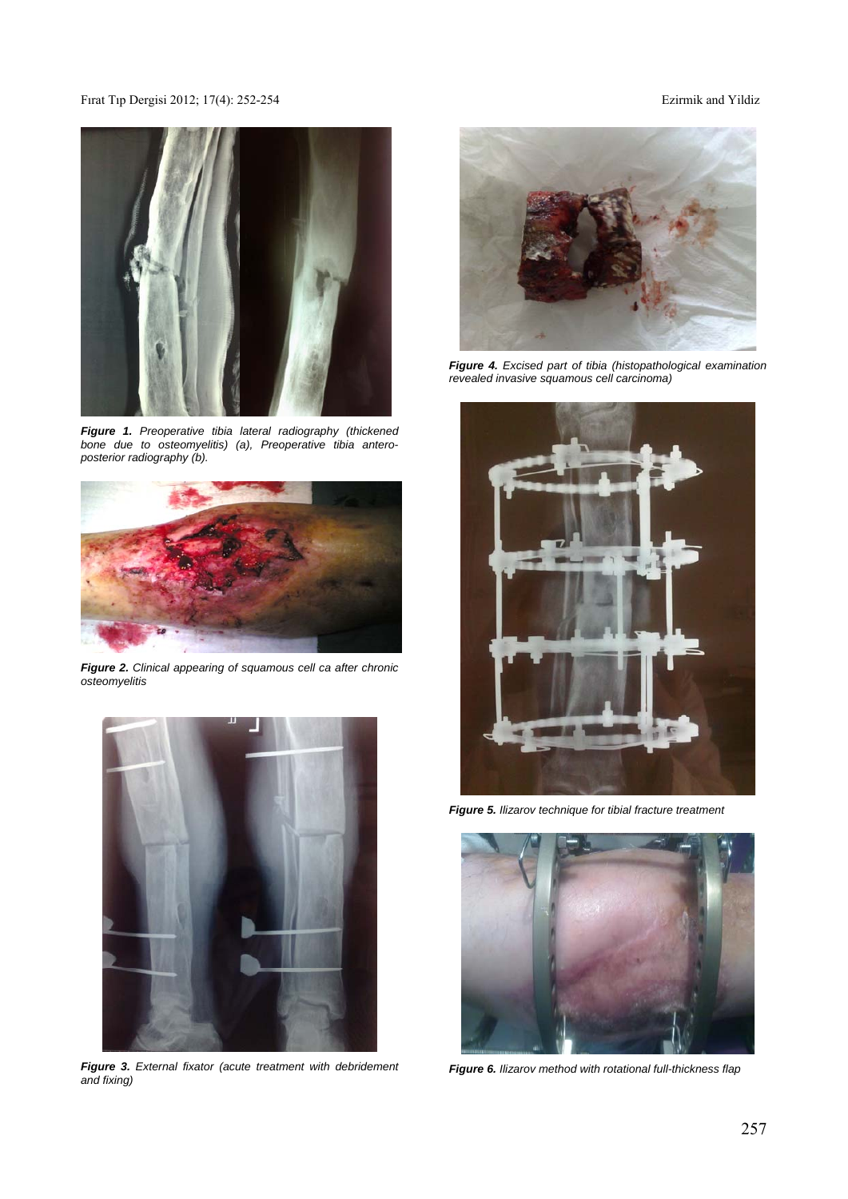***Figure 1.*** *Preoperative tibia lateral radiography (thickened bone due to osteomyelitis) (a), Preoperative tibia antero-posterior radiography (b).*

***Figure 2.*** *Clinical appearing of squamous cell ca after chronic osteomyelitis*

***Figure 3.*** *External fixator (acute treatment with debridement and fixing)*

***Figure 4.*** *Excised part of tibia (histopathological examination revealed invasive squamous cell carcinoma)*

***Figure 5.*** *Ilizarov technique for tibial fracture treatment*

***Figure 6.*** *Ilizarov method with rotational full-thickness flap*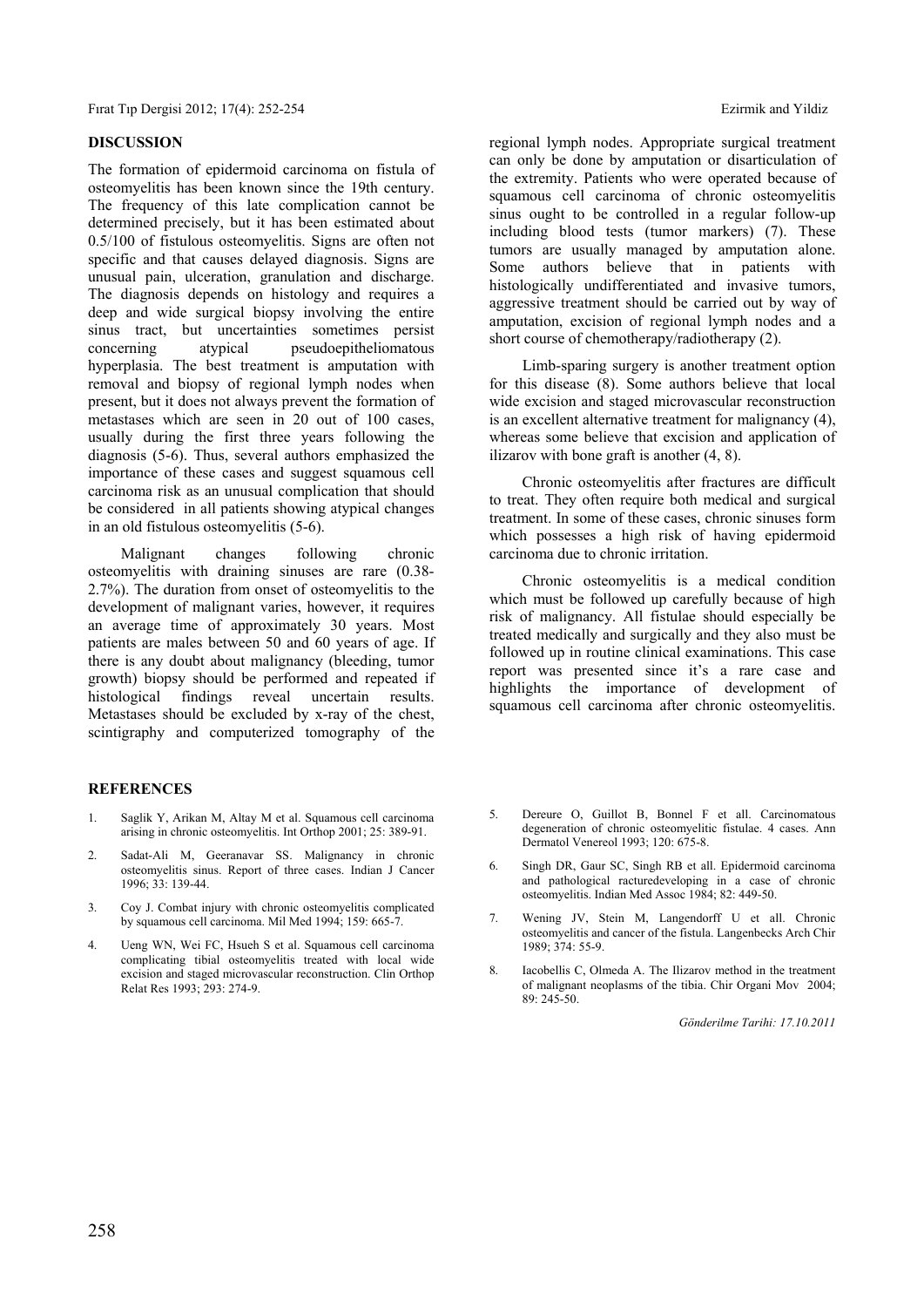## DISCUSSION

The formation of epidermoid carcinoma on fistula of osteomyelitis has been known since the 19th century. The frequency of this late complication cannot be determined precisely, but it has been estimated about 0.5/100 of fistulous osteomyelitis. Signs are often not specific and that causes delayed diagnosis. Signs are unusual pain, ulceration, granulation and discharge. The diagnosis depends on histology and requires a deep and wide surgical biopsy involving the entire sinus tract, but uncertainties sometimes persist concerning atypical pseudoepitheliomatous hyperplasia. The best treatment is amputation with removal and biopsy of regional lymph nodes when present, but it does not always prevent the formation of metastases which are seen in 20 out of 100 cases, usually during the first three years following the diagnosis (5-6). Thus, several authors emphasized the importance of these cases and suggest squamous cell carcinoma risk as an unusual complication that should be considered in all patients showing atypical changes in an old fistulous osteomyelitis (5-6).

Malignant changes following chronic osteomyelitis with draining sinuses are rare (0.38-2.7%). The duration from onset of osteomyelitis to the development of malignant varies, however, it requires an average time of approximately 30 years. Most patients are males between 50 and 60 years of age. If there is any doubt about malignancy (bleeding, tumor growth) biopsy should be performed and repeated if histological findings reveal uncertain results. Metastases should be excluded by x-ray of the chest, scintigraphy and computerized tomography of the regional lymph nodes. Appropriate surgical treatment can only be done by amputation or disarticulation of the extremity. Patients who were operated because of squamous cell carcinoma of chronic osteomyelitis sinus ought to be controlled in a regular follow-up including blood tests (tumor markers) (7). These tumors are usually managed by amputation alone. Some authors believe that in patients with histologically undifferentiated and invasive tumors, aggressive treatment should be carried out by way of amputation, excision of regional lymph nodes and a short course of chemotherapy/radiotherapy (2).

Limb-sparing surgery is another treatment option for this disease (8). Some authors believe that local wide excision and staged microvascular reconstruction is an excellent alternative treatment for malignancy (4), whereas some believe that excision and application of ilizarov with bone graft is another (4, 8).

Chronic osteomyelitis after fractures are difficult to treat. They often require both medical and surgical treatment. In some of these cases, chronic sinuses form which possesses a high risk of having epidermoid carcinoma due to chronic irritation.

Chronic osteomyelitis is a medical condition which must be followed up carefully because of high risk of malignancy. All fistulae should especially be treated medically and surgically and they also must be followed up in routine clinical examinations. This case report was presented since it's a rare case and highlights the importance of development of squamous cell carcinoma after chronic osteomyelitis.

## REFERENCES

1. Saglik Y, Arikan M, Altay M et al. Squamous cell carcinoma arising in chronic osteomyelitis. Int Orthop 2001; 25: 389-91.
2. Sadat-Ali M, Geeranavar SS. Malignancy in chronic osteomyelitis sinus. Report of three cases. Indian J Cancer 1996; 33: 139-44.
3. Coy J. Combat injury with chronic osteomyelitis complicated by squamous cell carcinoma. Mil Med 1994; 159: 665-7.
4. Ueng WN, Wei FC, Hsueh S et al. Squamous cell carcinoma complicating tibial osteomyelitis treated with local wide excision and staged microvascular reconstruction. Clin Orthop Relat Res 1993; 293: 274-9.
5. Dereure O, Guillot B, Bonnel F et all. Carcinomatous degeneration of chronic osteomyelitic fistulae. 4 cases. Ann Dermatol Venereol 1993; 120: 675-8.
6. Singh DR, Gaur SC, Singh RB et all. Epidermoid carcinoma and pathological racturedeveloping in a case of chronic osteomyelitis. Indian Med Assoc 1984; 82: 449-50.
7. Wening JV, Stein M, Langendorff U et all. Chronic osteomyelitis and cancer of the fistula. Langenbecks Arch Chir 1989; 374: 55-9.
8. Iacobellis C, Olmeda A. The Ilizarov method in the treatment of malignant neoplasms of the tibia. Chir Organi Mov 2004; 89: 245-50.

*Gönderilme Tarihi: 17.10.2011*